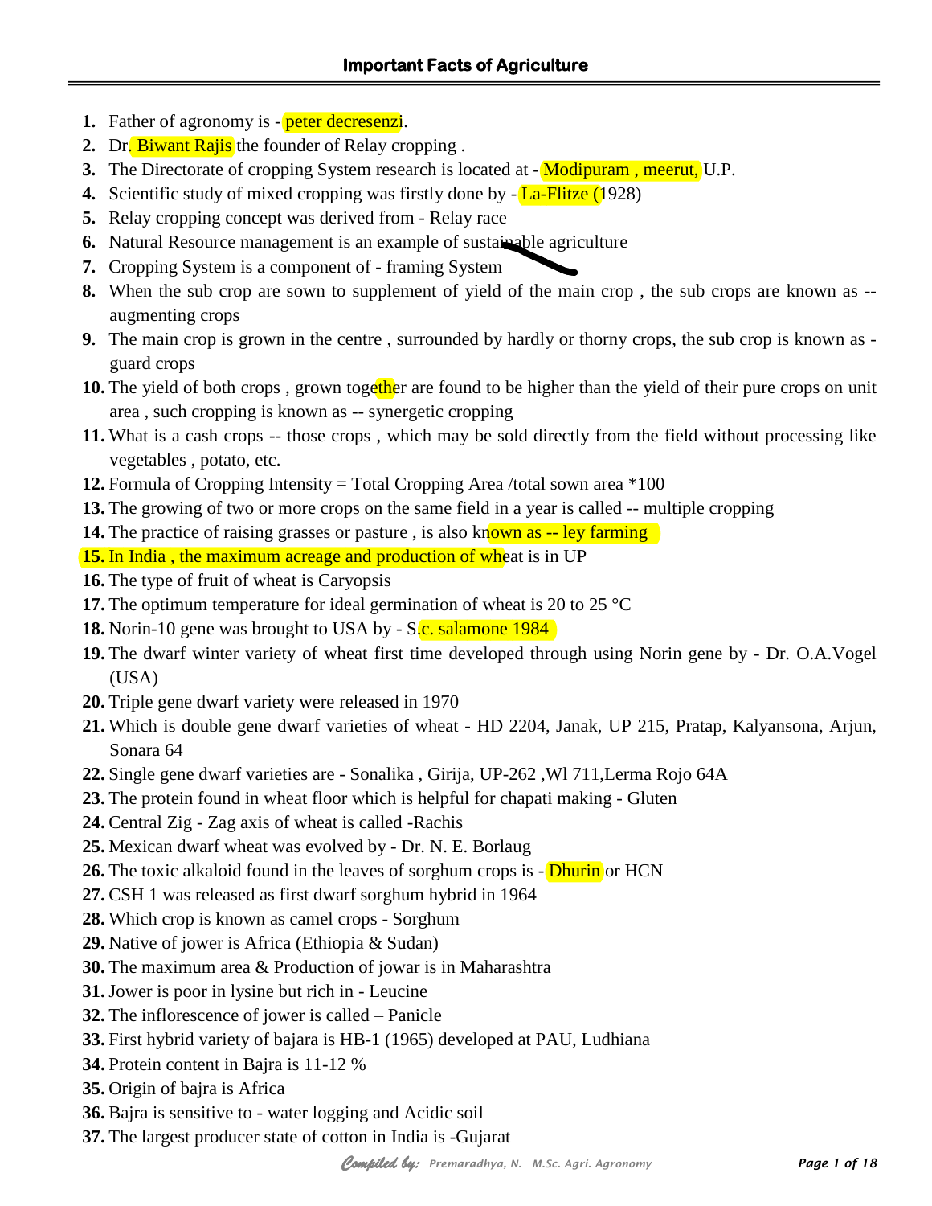# Important Facts of Agriculture

1. Father of agronomy is - peter decresenzi.
2. Dr. Biwant Rajis the founder of Relay cropping .
3. The Directorate of cropping System research is located at - Modipuram , meerut, U.P.
4. Scientific study of mixed cropping was firstly done by - La-Flitze (1928)
5. Relay cropping concept was derived from - Relay race
6. Natural Resource management is an example of sustainable agriculture
7. Cropping System is a component of - framing System
8. When the sub crop are sown to supplement of yield of the main crop , the sub crops are known as -- augmenting crops
9. The main crop is grown in the centre , surrounded by hardly or thorny crops, the sub crop is known as - guard crops
10. The yield of both crops , grown together are found to be higher than the yield of their pure crops on unit area , such cropping is known as -- synergetic cropping
11. What is a cash crops -- those crops , which may be sold directly from the field without processing like vegetables , potato, etc.
12. Formula of Cropping Intensity = Total Cropping Area /total sown area *100
13. The growing of two or more crops on the same field in a year is called -- multiple cropping
14. The practice of raising grasses or pasture , is also known as -- ley farming
15. In India , the maximum acreage and production of wheat is in UP
16. The type of fruit of wheat is Caryopsis
17. The optimum temperature for ideal germination of wheat is 20 to 25 °C
18. Norin-10 gene was brought to USA by - S.c. salamone 1984
19. The dwarf winter variety of wheat first time developed through using Norin gene by - Dr. O.A.Vogel (USA)
20. Triple gene dwarf variety were released in 1970
21. Which is double gene dwarf varieties of wheat - HD 2204, Janak, UP 215, Pratap, Kalyansona, Arjun, Sonara 64
22. Single gene dwarf varieties are - Sonalika , Girija, UP-262 ,Wl 711,Lerma Rojo 64A
23. The protein found in wheat floor which is helpful for chapati making - Gluten
24. Central Zig - Zag axis of wheat is called -Rachis
25. Mexican dwarf wheat was evolved by - Dr. N. E. Borlaug
26. The toxic alkaloid found in the leaves of sorghum crops is - Dhurin or HCN
27. CSH 1 was released as first dwarf sorghum hybrid in 1964
28. Which crop is known as camel crops - Sorghum
29. Native of jower is Africa (Ethiopia & Sudan)
30. The maximum area & Production of jowar is in Maharashtra
31. Jower is poor in lysine but rich in - Leucine
32. The inflorescence of jower is called – Panicle
33. First hybrid variety of bajara is HB-1 (1965) developed at PAU, Ludhiana
34. Protein content in Bajra is 11-12 %
35. Origin of bajra is Africa
36. Bajra is sensitive to - water logging and Acidic soil
37. The largest producer state of cotton in India is -Gujarat

*Compiled by: Premaradhya, N. M.Sc. Agri. Agronomy*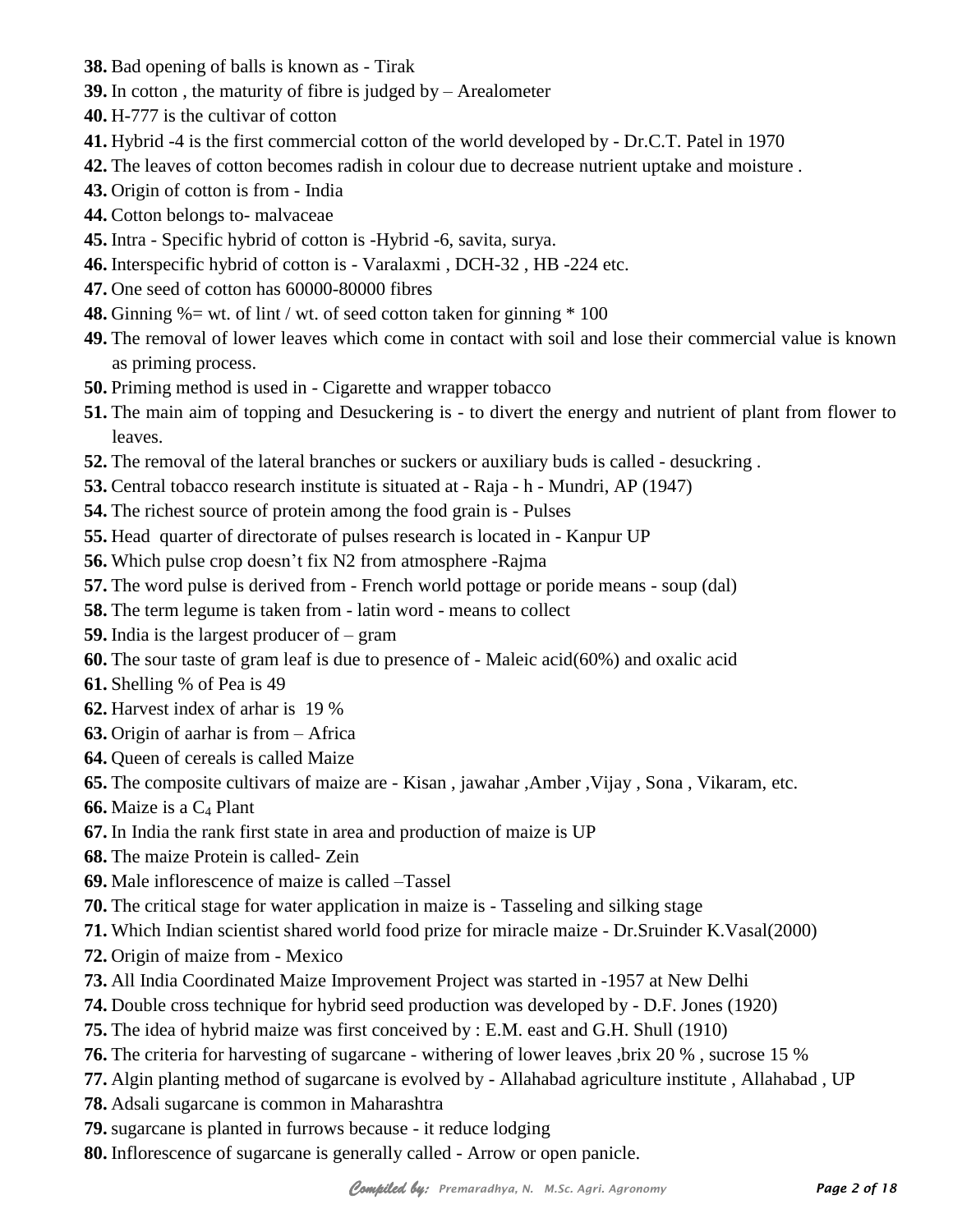38. Bad opening of balls is known as - Tirak
39. In cotton , the maturity of fibre is judged by – Arealometer
40. H-777 is the cultivar of cotton
41. Hybrid -4 is the first commercial cotton of the world developed by - Dr.C.T. Patel in 1970
42. The leaves of cotton becomes radish in colour due to decrease nutrient uptake and moisture .
43. Origin of cotton is from - India
44. Cotton belongs to- malvaceae
45. Intra - Specific hybrid of cotton is -Hybrid -6, savita, surya.
46. Interspecific hybrid of cotton is - Varalaxmi , DCH-32 , HB -224 etc.
47. One seed of cotton has 60000-80000 fibres
48. Ginning %= wt. of lint / wt. of seed cotton taken for ginning * 100
49. The removal of lower leaves which come in contact with soil and lose their commercial value is known as priming process.
50. Priming method is used in - Cigarette and wrapper tobacco
51. The main aim of topping and Desuckering is - to divert the energy and nutrient of plant from flower to leaves.
52. The removal of the lateral branches or suckers or auxiliary buds is called - desuckring .
53. Central tobacco research institute is situated at - Raja - h - Mundri, AP (1947)
54. The richest source of protein among the food grain is - Pulses
55. Head quarter of directorate of pulses research is located in - Kanpur UP
56. Which pulse crop doesn’t fix N2 from atmosphere -Rajma
57. The word pulse is derived from - French world pottage or poride means - soup (dal)
58. The term legume is taken from - latin word - means to collect
59. India is the largest producer of – gram
60. The sour taste of gram leaf is due to presence of - Maleic acid(60%) and oxalic acid
61. Shelling % of Pea is 49
62. Harvest index of arhar is 19 %
63. Origin of aarhar is from – Africa
64. Queen of cereals is called Maize
65. The composite cultivars of maize are - Kisan , jawahar ,Amber ,Vijay , Sona , Vikaram, etc.
66. Maize is a $C_4$ Plant
67. In India the rank first state in area and production of maize is UP
68. The maize Protein is called- Zein
69. Male inflorescence of maize is called –Tassel
70. The critical stage for water application in maize is - Tasseling and silking stage
71. Which Indian scientist shared world food prize for miracle maize - Dr.Sruinder K.Vasal(2000)
72. Origin of maize from - Mexico
73. All India Coordinated Maize Improvement Project was started in -1957 at New Delhi
74. Double cross technique for hybrid seed production was developed by - D.F. Jones (1920)
75. The idea of hybrid maize was first conceived by : E.M. east and G.H. Shull (1910)
76. The criteria for harvesting of sugarcane - withering of lower leaves ,brix 20 % , sucrose 15 %
77. Algin planting method of sugarcane is evolved by - Allahabad agriculture institute , Allahabad , UP
78. Adsali sugarcane is common in Maharashtra
79. sugarcane is planted in furrows because - it reduce lodging
80. Inflorescence of sugarcane is generally called - Arrow or open panicle.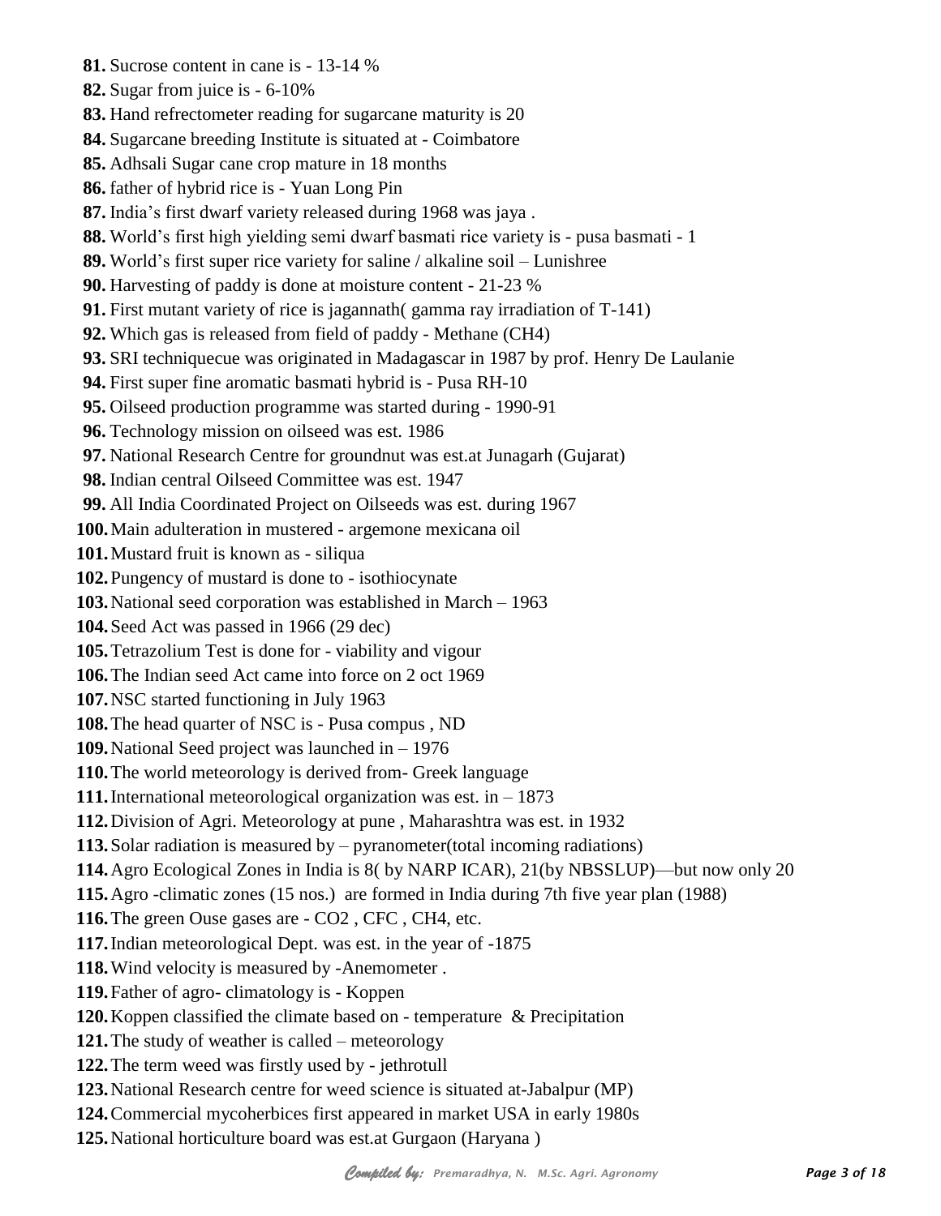81. Sucrose content in cane is - 13-14 %
82. Sugar from juice is - 6-10%
83. Hand refrectometer reading for sugarcane maturity is 20
84. Sugarcane breeding Institute is situated at - Coimbatore
85. Adhsali Sugar cane crop mature in 18 months
86. father of hybrid rice is - Yuan Long Pin
87. India's first dwarf variety released during 1968 was jaya .
88. World's first high yielding semi dwarf basmati rice variety is - pusa basmati - 1
89. World's first super rice variety for saline / alkaline soil – Lunishree
90. Harvesting of paddy is done at moisture content - 21-23 %
91. First mutant variety of rice is jagannath( gamma ray irradiation of T-141)
92. Which gas is released from field of paddy - Methane ($CH_4$)
93. SRI techniquecue was originated in Madagascar in 1987 by prof. Henry De Laulanie
94. First super fine aromatic basmati hybrid is - Pusa RH-10
95. Oilseed production programme was started during - 1990-91
96. Technology mission on oilseed was est. 1986
97. National Research Centre for groundnut was est.at Junagarh (Gujarat)
98. Indian central Oilseed Committee was est. 1947
99. All India Coordinated Project on Oilseeds was est. during 1967
100. Main adulteration in mustered - argemone mexicana oil
101. Mustard fruit is known as - siliqua
102. Pungency of mustard is done to - isothiocynate
103. National seed corporation was established in March – 1963
104. Seed Act was passed in 1966 (29 dec)
105. Tetrazolium Test is done for - viability and vigour
106. The Indian seed Act came into force on 2 oct 1969
107. NSC started functioning in July 1963
108. The head quarter of NSC is - Pusa compus , ND
109. National Seed project was launched in – 1976
110. The world meteorology is derived from- Greek language
111. International meteorological organization was est. in – 1873
112. Division of Agri. Meteorology at pune , Maharashtra was est. in 1932
113. Solar radiation is measured by – pyranometer(total incoming radiations)
114. Agro Ecological Zones in India is 8( by NARP ICAR), 21(by NBSSLUP)—but now only 20
115. Agro -climatic zones (15 nos.) are formed in India during 7th five year plan (1988)
116. The green Ouse gases are - $CO_2$ , CFC , $CH_4$, etc.
117. Indian meteorological Dept. was est. in the year of -1875
118. Wind velocity is measured by -Anemometer .
119. Father of agro- climatology is - Koppen
120. Koppen classified the climate based on - temperature & Precipitation
121. The study of weather is called – meteorology
122. The term weed was firstly used by - jethrotull
123. National Research centre for weed science is situated at-Jabalpur (MP)
124. Commercial mycoherbices first appeared in market USA in early 1980s
125. National horticulture board was est.at Gurgaon (Haryana )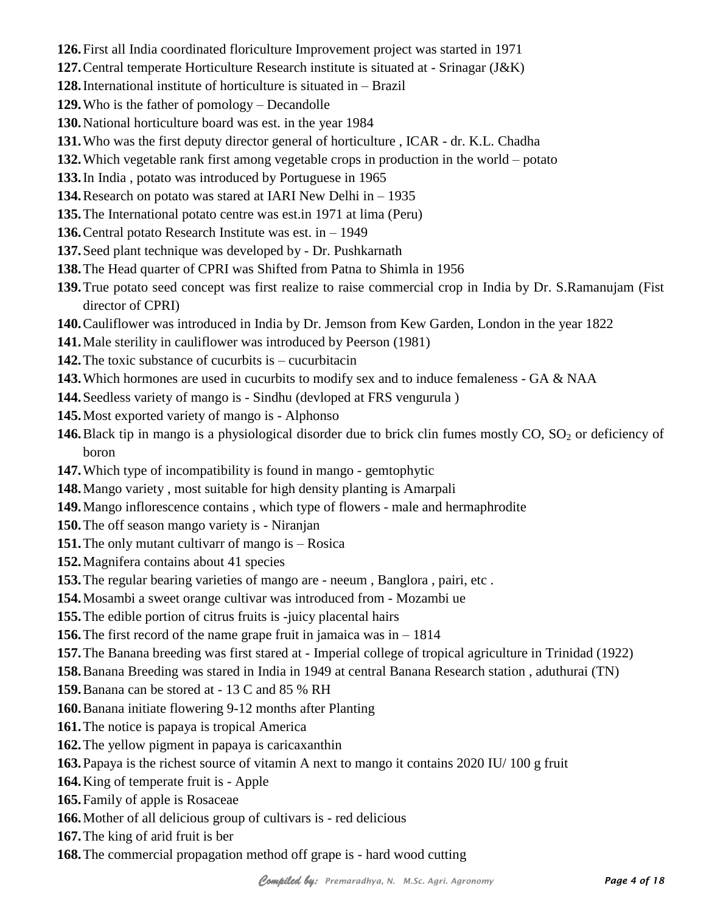**126.** First all India coordinated floriculture Improvement project was started in 1971

**127.** Central temperate Horticulture Research institute is situated at - Srinagar (J&K)

**128.** International institute of horticulture is situated in – Brazil

**129.** Who is the father of pomology – Decandolle

**130.** National horticulture board was est. in the year 1984

**131.** Who was the first deputy director general of horticulture , ICAR - dr. K.L. Chadha

**132.** Which vegetable rank first among vegetable crops in production in the world – potato

**133.** In India , potato was introduced by Portuguese in 1965

**134.** Research on potato was stared at IARI New Delhi in – 1935

**135.** The International potato centre was est.in 1971 at lima (Peru)

**136.** Central potato Research Institute was est. in – 1949

**137.** Seed plant technique was developed by - Dr. Pushkarnath

**138.** The Head quarter of CPRI was Shifted from Patna to Shimla in 1956

**139.** True potato seed concept was first realize to raise commercial crop in India by Dr. S.Ramanujam (Fist director of CPRI)

**140.** Cauliflower was introduced in India by Dr. Jemson from Kew Garden, London in the year 1822

**141.** Male sterility in cauliflower was introduced by Peerson (1981)

**142.** The toxic substance of cucurbits is – cucurbitacin

**143.** Which hormones are used in cucurbits to modify sex and to induce femaleness - GA & NAA

**144.** Seedless variety of mango is - Sindhu (devloped at FRS vengurula )

**145.** Most exported variety of mango is - Alphonso

**146.** Black tip in mango is a physiological disorder due to brick clin fumes mostly CO, $SO_2$ or deficiency of boron

**147.** Which type of incompatibility is found in mango - gemtophytic

**148.** Mango variety , most suitable for high density planting is Amarpali

**149.** Mango inflorescence contains , which type of flowers - male and hermaphrodite

**150.** The off season mango variety is - Niranjan

**151.** The only mutant cultivarr of mango is – Rosica

**152.** Magnifera contains about 41 species

**153.** The regular bearing varieties of mango are - neeum , Banglora , pairi, etc .

**154.** Mosambi a sweet orange cultivar was introduced from - Mozambi ue

**155.** The edible portion of citrus fruits is -juicy placental hairs

**156.** The first record of the name grape fruit in jamaica was in – 1814

**157.** The Banana breeding was first stared at - Imperial college of tropical agriculture in Trinidad (1922)

**158.** Banana Breeding was stared in India in 1949 at central Banana Research station , aduthurai (TN)

**159.** Banana can be stored at - 13 C and 85 % RH

**160.** Banana initiate flowering 9-12 months after Planting

**161.** The notice is papaya is tropical America

**162.** The yellow pigment in papaya is caricaxanthin

**163.** Papaya is the richest source of vitamin A next to mango it contains 2020 IU/ 100 g fruit

**164.** King of temperate fruit is - Apple

**165.** Family of apple is Rosaceae

**166.** Mother of all delicious group of cultivars is - red delicious

**167.** The king of arid fruit is ber

**168.** The commercial propagation method off grape is - hard wood cutting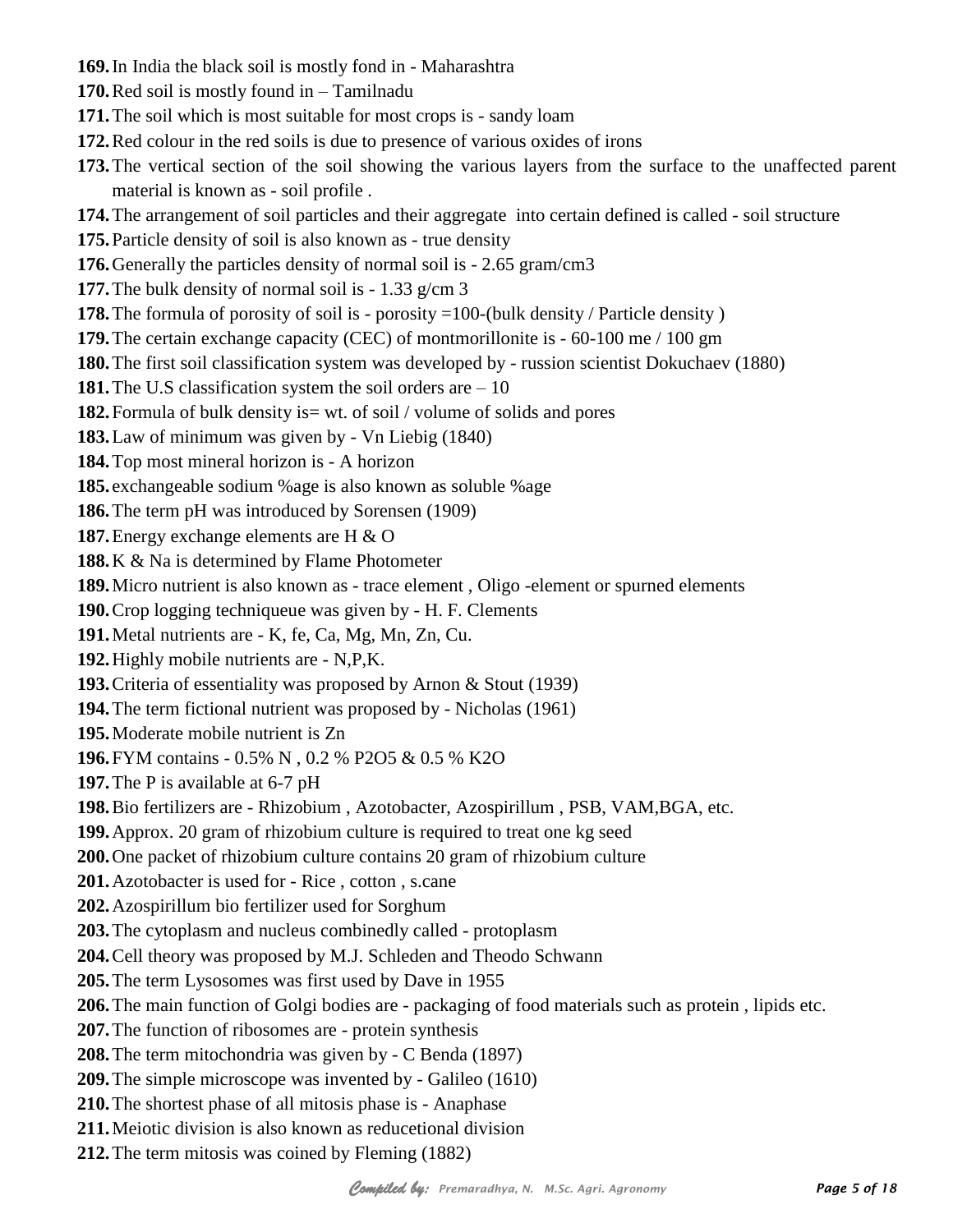169. In India the black soil is mostly fond in - Maharashtra
170. Red soil is mostly found in – Tamilnadu
171. The soil which is most suitable for most crops is - sandy loam
172. Red colour in the red soils is due to presence of various oxides of irons
173. The vertical section of the soil showing the various layers from the surface to the unaffected parent material is known as - soil profile .
174. The arrangement of soil particles and their aggregate into certain defined is called - soil structure
175. Particle density of soil is also known as - true density
176. Generally the particles density of normal soil is - 2.65 gram/cm3
177. The bulk density of normal soil is - 1.33 g/cm 3
178. The formula of porosity of soil is - porosity =100-(bulk density / Particle density )
179. The certain exchange capacity (CEC) of montmorillonite is - 60-100 me / 100 gm
180. The first soil classification system was developed by - russion scientist Dokuchaev (1880)
181. The U.S classification system the soil orders are – 10
182. Formula of bulk density is= wt. of soil / volume of solids and pores
183. Law of minimum was given by - Vn Liebig (1840)
184. Top most mineral horizon is - A horizon
185. exchangeable sodium %age is also known as soluble %age
186. The term pH was introduced by Sorensen (1909)
187. Energy exchange elements are H & O
188. K & Na is determined by Flame Photometer
189. Micro nutrient is also known as - trace element , Oligo -element or spurned elements
190. Crop logging techniqueue was given by - H. F. Clements
191. Metal nutrients are - K, fe, Ca, Mg, Mn, Zn, Cu.
192. Highly mobile nutrients are - N,P,K.
193. Criteria of essentiality was proposed by Arnon & Stout (1939)
194. The term fictional nutrient was proposed by - Nicholas (1961)
195. Moderate mobile nutrient is Zn
196. FYM contains - 0.5% N , 0.2 % $P_2O_5$ & 0.5 % $K_2O$
197. The P is available at 6-7 pH
198. Bio fertilizers are - Rhizobium , Azotobacter, Azospirillum , PSB, VAM,BGA, etc.
199. Approx. 20 gram of rhizobium culture is required to treat one kg seed
200. One packet of rhizobium culture contains 20 gram of rhizobium culture
201. Azotobacter is used for - Rice , cotton , s.cane
202. Azospirillum bio fertilizer used for Sorghum
203. The cytoplasm and nucleus combinedly called - protoplasm
204. Cell theory was proposed by M.J. Schleden and Theodo Schwann
205. The term Lysosomes was first used by Dave in 1955
206. The main function of Golgi bodies are - packaging of food materials such as protein , lipids etc.
207. The function of ribosomes are - protein synthesis
208. The term mitochondria was given by - C Benda (1897)
209. The simple microscope was invented by - Galileo (1610)
210. The shortest phase of all mitosis phase is - Anaphase
211. Meiotic division is also known as reducetional division
212. The term mitosis was coined by Fleming (1882)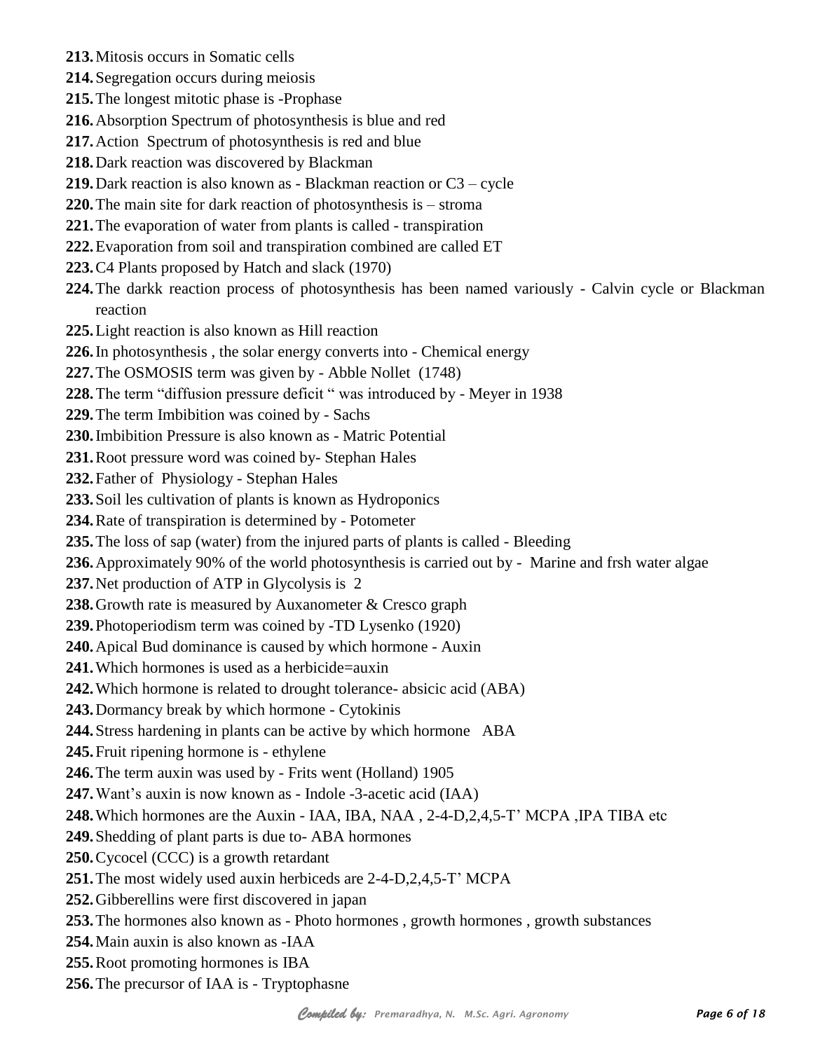**213.** Mitosis occurs in Somatic cells

**214.** Segregation occurs during meiosis

**215.** The longest mitotic phase is -Prophase

**216.** Absorption Spectrum of photosynthesis is blue and red

**217.** Action Spectrum of photosynthesis is red and blue

**218.** Dark reaction was discovered by Blackman

**219.** Dark reaction is also known as - Blackman reaction or C3 – cycle

**220.** The main site for dark reaction of photosynthesis is – stroma

**221.** The evaporation of water from plants is called - transpiration

**222.** Evaporation from soil and transpiration combined are called ET

**223.** C4 Plants proposed by Hatch and slack (1970)

**224.** The darkk reaction process of photosynthesis has been named variously - Calvin cycle or Blackman reaction

**225.** Light reaction is also known as Hill reaction

**226.** In photosynthesis , the solar energy converts into - Chemical energy

**227.** The OSMOSIS term was given by - Abble Nollet (1748)

**228.** The term "diffusion pressure deficit " was introduced by - Meyer in 1938

**229.** The term Imbibition was coined by - Sachs

**230.** Imbibition Pressure is also known as - Matric Potential

**231.** Root pressure word was coined by- Stephan Hales

**232.** Father of Physiology - Stephan Hales

**233.** Soil les cultivation of plants is known as Hydroponics

**234.** Rate of transpiration is determined by - Potometer

**235.** The loss of sap (water) from the injured parts of plants is called - Bleeding

**236.** Approximately 90% of the world photosynthesis is carried out by - Marine and frsh water algae

**237.** Net production of ATP in Glycolysis is 2

**238.** Growth rate is measured by Auxanometer & Cresco graph

**239.** Photoperiodism term was coined by -TD Lysenko (1920)

**240.** Apical Bud dominance is caused by which hormone - Auxin

**241.** Which hormones is used as a herbicide=auxin

**242.** Which hormone is related to drought tolerance- absicic acid (ABA)

**243.** Dormancy break by which hormone - Cytokinis

**244.** Stress hardening in plants can be active by which hormone ABA

**245.** Fruit ripening hormone is - ethylene

**246.** The term auxin was used by - Frits went (Holland) 1905

**247.** Want's auxin is now known as - Indole -3-acetic acid (IAA)

**248.** Which hormones are the Auxin - IAA, IBA, NAA , 2-4-D,2,4,5-T' MCPA ,IPA TIBA etc

**249.** Shedding of plant parts is due to- ABA hormones

**250.** Cycocel (CCC) is a growth retardant

**251.** The most widely used auxin herbiceds are 2-4-D,2,4,5-T' MCPA

**252.** Gibberellins were first discovered in japan

**253.** The hormones also known as - Photo hormones , growth hormones , growth substances

**254.** Main auxin is also known as -IAA

**255.** Root promoting hormones is IBA

**256.** The precursor of IAA is - Tryptophasne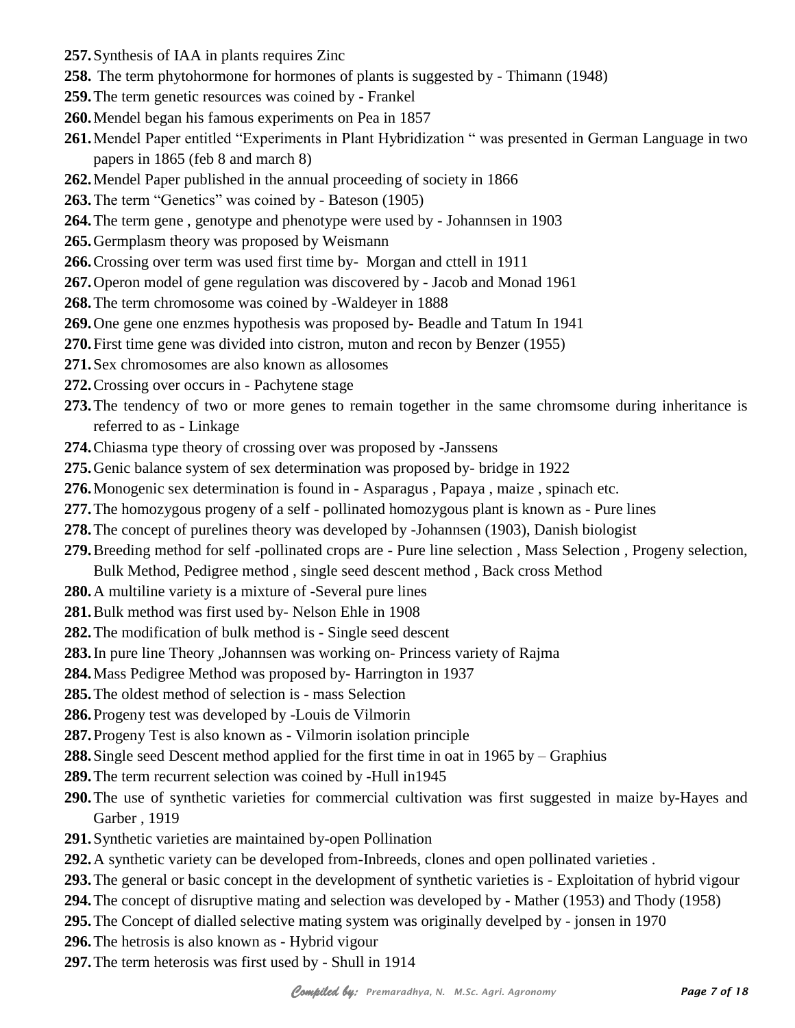**257.** Synthesis of IAA in plants requires Zinc

**258.** The term phytohormone for hormones of plants is suggested by - Thimann (1948)

**259.** The term genetic resources was coined by - Frankel

**260.** Mendel began his famous experiments on Pea in 1857

**261.** Mendel Paper entitled "Experiments in Plant Hybridization " was presented in German Language in two papers in 1865 (feb 8 and march 8)

**262.** Mendel Paper published in the annual proceeding of society in 1866

**263.** The term "Genetics" was coined by - Bateson (1905)

**264.** The term gene , genotype and phenotype were used by - Johannsen in 1903

**265.** Germplasm theory was proposed by Weismann

**266.** Crossing over term was used first time by- Morgan and cttell in 1911

**267.** Operon model of gene regulation was discovered by - Jacob and Monad 1961

**268.** The term chromosome was coined by -Waldeyer in 1888

**269.** One gene one enzmes hypothesis was proposed by- Beadle and Tatum In 1941

**270.** First time gene was divided into cistron, muton and recon by Benzer (1955)

**271.** Sex chromosomes are also known as allosomes

**272.** Crossing over occurs in - Pachytene stage

**273.** The tendency of two or more genes to remain together in the same chromsome during inheritance is referred to as - Linkage

**274.** Chiasma type theory of crossing over was proposed by -Janssens

**275.** Genic balance system of sex determination was proposed by- bridge in 1922

**276.** Monogenic sex determination is found in - Asparagus , Papaya , maize , spinach etc.

**277.** The homozygous progeny of a self - pollinated homozygous plant is known as - Pure lines

**278.** The concept of purelines theory was developed by -Johannsen (1903), Danish biologist

**279.** Breeding method for self -pollinated crops are - Pure line selection , Mass Selection , Progeny selection, Bulk Method, Pedigree method , single seed descent method , Back cross Method

**280.** A multiline variety is a mixture of -Several pure lines

**281.** Bulk method was first used by- Nelson Ehle in 1908

**282.** The modification of bulk method is - Single seed descent

**283.** In pure line Theory ,Johannsen was working on- Princess variety of Rajma

**284.** Mass Pedigree Method was proposed by- Harrington in 1937

**285.** The oldest method of selection is - mass Selection

**286.** Progeny test was developed by -Louis de Vilmorin

**287.** Progeny Test is also known as - Vilmorin isolation principle

**288.** Single seed Descent method applied for the first time in oat in 1965 by – Graphius

**289.** The term recurrent selection was coined by -Hull in1945

**290.** The use of synthetic varieties for commercial cultivation was first suggested in maize by-Hayes and Garber , 1919

**291.** Synthetic varieties are maintained by-open Pollination

**292.** A synthetic variety can be developed from-Inbreeds, clones and open pollinated varieties .

**293.** The general or basic concept in the development of synthetic varieties is - Exploitation of hybrid vigour

**294.** The concept of disruptive mating and selection was developed by - Mather (1953) and Thody (1958)

**295.** The Concept of dialled selective mating system was originally develped by - jonsen in 1970

**296.** The hetrosis is also known as - Hybrid vigour

**297.** The term heterosis was first used by - Shull in 1914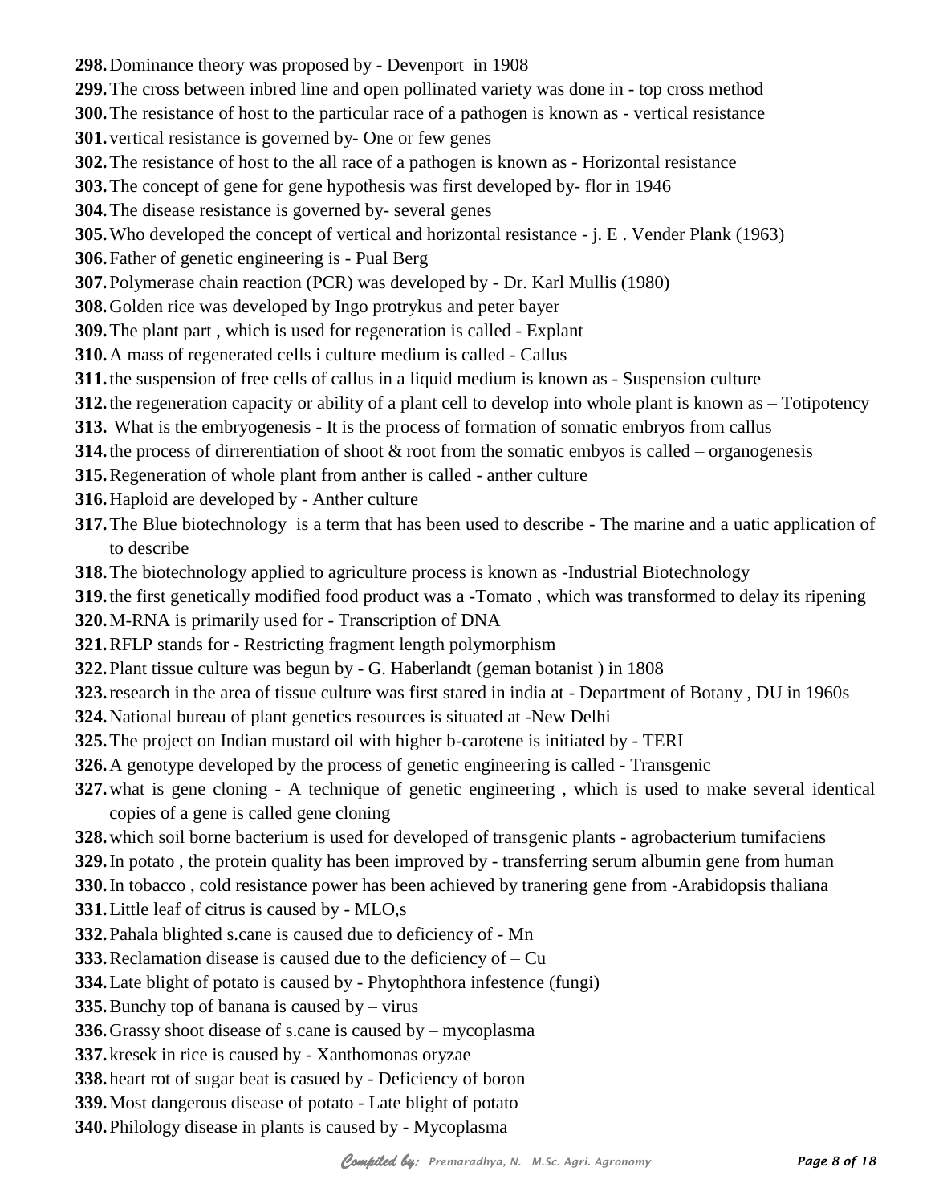**298.** Dominance theory was proposed by - Devenport in 1908

**299.** The cross between inbred line and open pollinated variety was done in - top cross method

**300.** The resistance of host to the particular race of a pathogen is known as - vertical resistance

**301.** vertical resistance is governed by- One or few genes

**302.** The resistance of host to the all race of a pathogen is known as - Horizontal resistance

**303.** The concept of gene for gene hypothesis was first developed by- flor in 1946

**304.** The disease resistance is governed by- several genes

**305.** Who developed the concept of vertical and horizontal resistance - j. E . Vender Plank (1963)

**306.** Father of genetic engineering is - Pual Berg

**307.** Polymerase chain reaction (PCR) was developed by - Dr. Karl Mullis (1980)

**308.** Golden rice was developed by Ingo protrykus and peter bayer

**309.** The plant part , which is used for regeneration is called - Explant

**310.** A mass of regenerated cells i culture medium is called - Callus

**311.** the suspension of free cells of callus in a liquid medium is known as - Suspension culture

**312.** the regeneration capacity or ability of a plant cell to develop into whole plant is known as – Totipotency

**313.** What is the embryogenesis - It is the process of formation of somatic embryos from callus

**314.** the process of dirrerentiation of shoot & root from the somatic embyos is called – organogenesis

**315.** Regeneration of whole plant from anther is called - anther culture

**316.** Haploid are developed by - Anther culture

**317.** The Blue biotechnology is a term that has been used to describe - The marine and a uatic application of to describe

**318.** The biotechnology applied to agriculture process is known as -Industrial Biotechnology

**319.** the first genetically modified food product was a -Tomato , which was transformed to delay its ripening

**320.** M-RNA is primarily used for - Transcription of DNA

**321.** RFLP stands for - Restricting fragment length polymorphism

**322.** Plant tissue culture was begun by - G. Haberlandt (geman botanist ) in 1808

**323.** research in the area of tissue culture was first stared in india at - Department of Botany , DU in 1960s

**324.** National bureau of plant genetics resources is situated at -New Delhi

**325.** The project on Indian mustard oil with higher b-carotene is initiated by - TERI

**326.** A genotype developed by the process of genetic engineering is called - Transgenic

**327.** what is gene cloning - A technique of genetic engineering , which is used to make several identical copies of a gene is called gene cloning

**328.** which soil borne bacterium is used for developed of transgenic plants - agrobacterium tumifaciens

**329.** In potato , the protein quality has been improved by - transferring serum albumin gene from human

**330.** In tobacco , cold resistance power has been achieved by tranering gene from -Arabidopsis thaliana

**331.** Little leaf of citrus is caused by - MLO,s

**332.** Pahala blighted s.cane is caused due to deficiency of - Mn

**333.** Reclamation disease is caused due to the deficiency of – Cu

**334.** Late blight of potato is caused by - Phytophthora infestence (fungi)

**335.** Bunchy top of banana is caused by – virus

**336.** Grassy shoot disease of s.cane is caused by – mycoplasma

**337.** kresek in rice is caused by - Xanthomonas oryzae

**338.** heart rot of sugar beat is casued by - Deficiency of boron

**339.** Most dangerous disease of potato - Late blight of potato

**340.** Philology disease in plants is caused by - Mycoplasma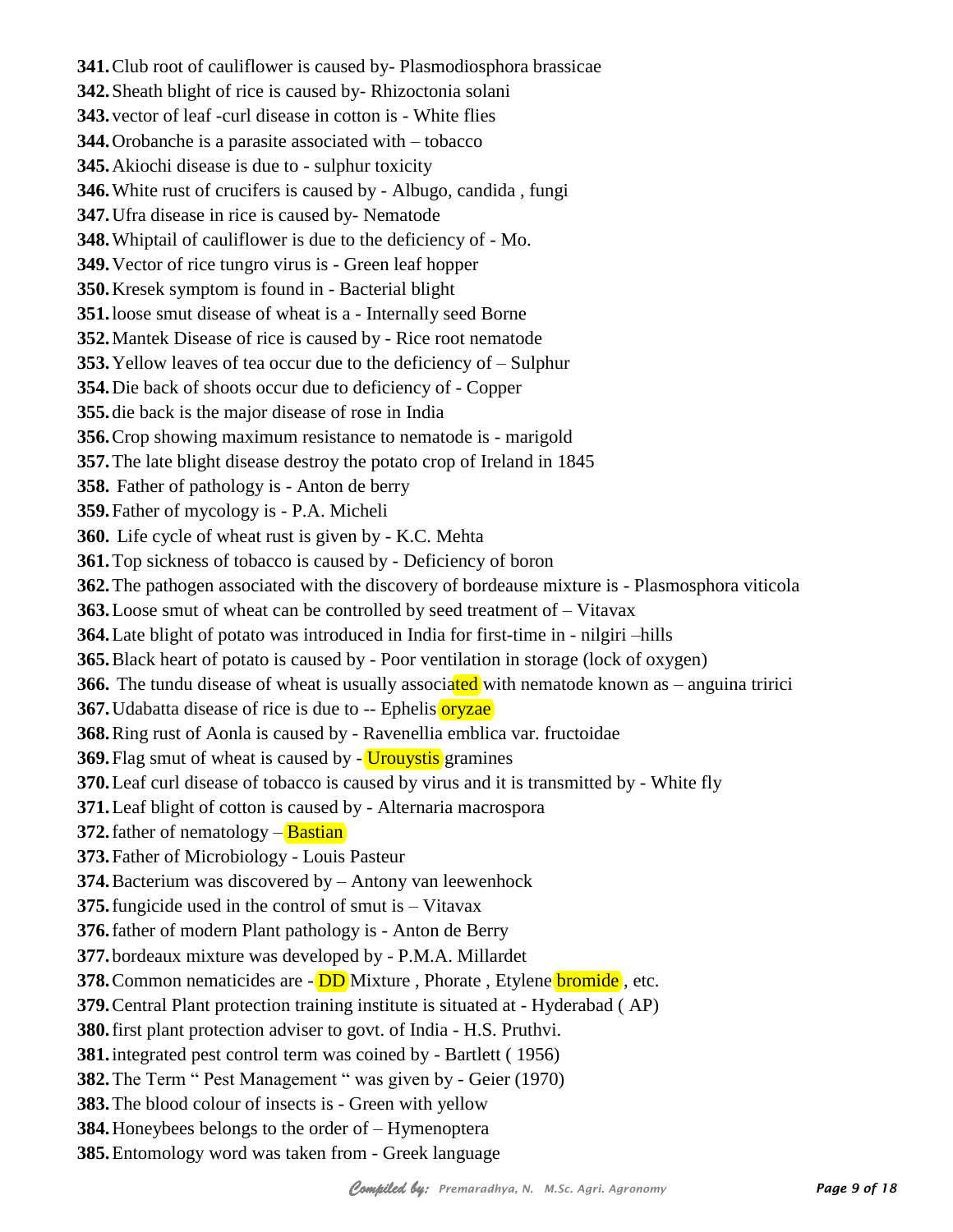**341.** Club root of cauliflower is caused by- Plasmodiosphora brassicae

**342.** Sheath blight of rice is caused by- Rhizoctonia solani

**343.** vector of leaf -curl disease in cotton is - White flies

**344.** Orobanche is a parasite associated with – tobacco

**345.** Akiochi disease is due to - sulphur toxicity

**346.** White rust of crucifers is caused by - Albugo, candida , fungi

**347.** Ufra disease in rice is caused by- Nematode

**348.** Whiptail of cauliflower is due to the deficiency of - Mo.

**349.** Vector of rice tungro virus is - Green leaf hopper

**350.** Kresek symptom is found in - Bacterial blight

**351.** loose smut disease of wheat is a - Internally seed Borne

**352.** Mantek Disease of rice is caused by - Rice root nematode

**353.** Yellow leaves of tea occur due to the deficiency of – Sulphur

**354.** Die back of shoots occur due to deficiency of - Copper

**355.** die back is the major disease of rose in India

**356.** Crop showing maximum resistance to nematode is - marigold

**357.** The late blight disease destroy the potato crop of Ireland in 1845

**358.** Father of pathology is - Anton de berry

**359.** Father of mycology is - P.A. Micheli

**360.** Life cycle of wheat rust is given by - K.C. Mehta

**361.** Top sickness of tobacco is caused by - Deficiency of boron

**362.** The pathogen associated with the discovery of bordeause mixture is - Plasmosphora viticola

**363.** Loose smut of wheat can be controlled by seed treatment of – Vitavax

**364.** Late blight of potato was introduced in India for first-time in - nilgiri –hills

**365.** Black heart of potato is caused by - Poor ventilation in storage (lock of oxygen)

**366.** The tundu disease of wheat is usually associated with nematode known as – anguina tririci

**367.** Udabatta disease of rice is due to -- Ephelis oryzae

**368.** Ring rust of Aonla is caused by - Ravenellia emblica var. fructoidae

**369.** Flag smut of wheat is caused by - Urouystis gramines

**370.** Leaf curl disease of tobacco is caused by virus and it is transmitted by - White fly

**371.** Leaf blight of cotton is caused by - Alternaria macrospora

**372.** father of nematology – Bastian

**373.** Father of Microbiology - Louis Pasteur

**374.** Bacterium was discovered by – Antony van leewenhock

**375.** fungicide used in the control of smut is – Vitavax

**376.** father of modern Plant pathology is - Anton de Berry

**377.** bordeaux mixture was developed by - P.M.A. Millardet

**378.** Common nematicides are - DD Mixture , Phorate , Etylene bromide , etc.

**379.** Central Plant protection training institute is situated at - Hyderabad ( AP)

**380.** first plant protection adviser to govt. of India - H.S. Pruthvi.

**381.** integrated pest control term was coined by - Bartlett ( 1956)

**382.** The Term " Pest Management " was given by - Geier (1970)

**383.** The blood colour of insects is - Green with yellow

**384.** Honeybees belongs to the order of – Hymenoptera

**385.** Entomology word was taken from - Greek language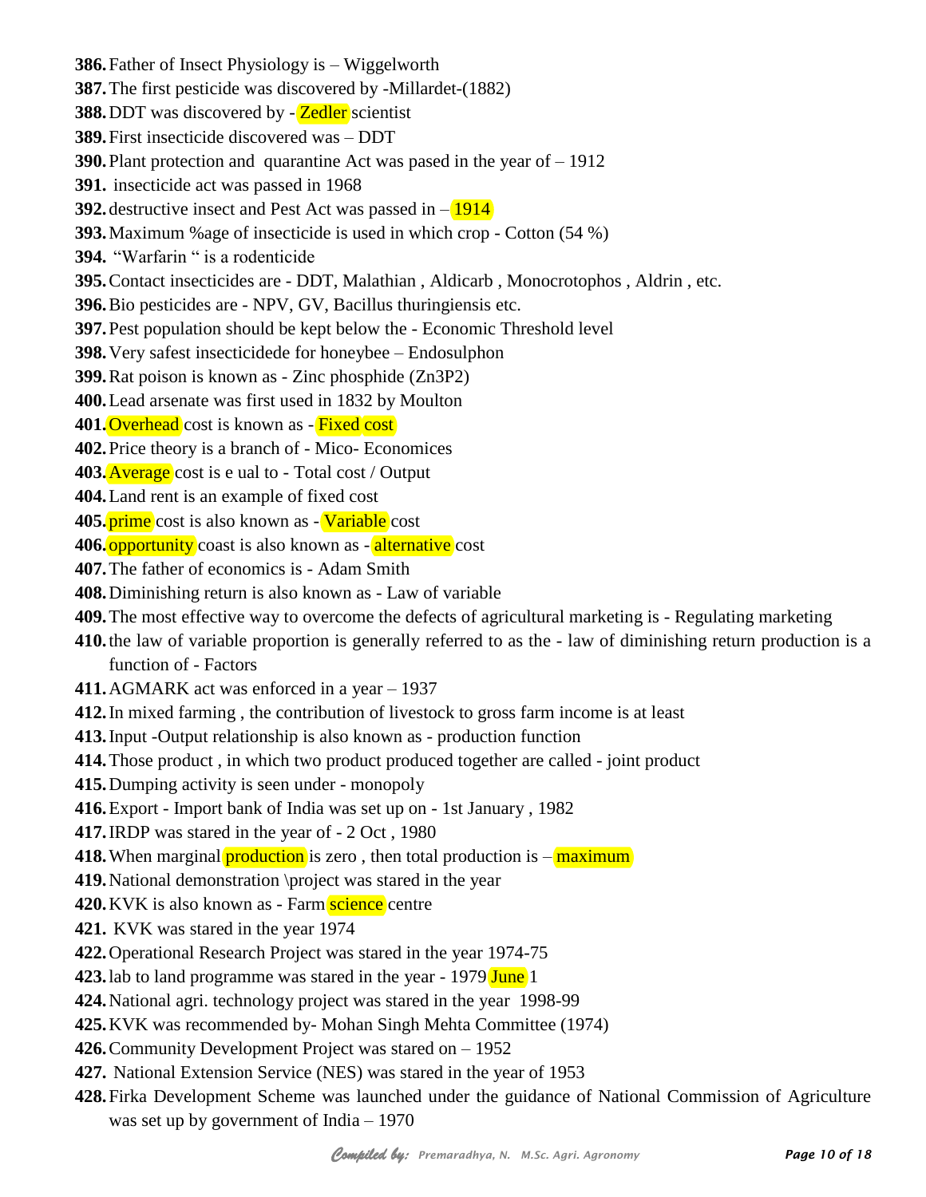386. Father of Insect Physiology is – Wiggelworth
387. The first pesticide was discovered by -Millardet-(1882)
388. DDT was discovered by - Zedler scientist
389. First insecticide discovered was – DDT
390. Plant protection and quarantine Act was pased in the year of – 1912
391. insecticide act was passed in 1968
392. destructive insect and Pest Act was passed in – 1914
393. Maximum %age of insecticide is used in which crop - Cotton (54 %)
394. "Warfarin " is a rodenticide
395. Contact insecticides are - DDT, Malathian , Aldicarb , Monocrotophos , Aldrin , etc.
396. Bio pesticides are - NPV, GV, Bacillus thuringiensis etc.
397. Pest population should be kept below the - Economic Threshold level
398. Very safest insecticidede for honeybee – Endosulphon
399. Rat poison is known as - Zinc phosphide ($Zn_3P_2$)
400. Lead arsenate was first used in 1832 by Moulton
401. Overhead cost is known as - Fixed cost
402. Price theory is a branch of - Mico- Economices
403. Average cost is e ual to - Total cost / Output
404. Land rent is an example of fixed cost
405. prime cost is also known as - Variable cost
406. opportunity coast is also known as - alternative cost
407. The father of economics is - Adam Smith
408. Diminishing return is also known as - Law of variable
409. The most effective way to overcome the defects of agricultural marketing is - Regulating marketing
410. the law of variable proportion is generally referred to as the - law of diminishing return production is a function of - Factors
411. AGMARK act was enforced in a year – 1937
412. In mixed farming , the contribution of livestock to gross farm income is at least
413. Input -Output relationship is also known as - production function
414. Those product , in which two product produced together are called - joint product
415. Dumping activity is seen under - monopoly
416. Export - Import bank of India was set up on - 1st January , 1982
417. IRDP was stared in the year of - 2 Oct , 1980
418. When marginal production is zero , then total production is – maximum
419. National demonstration \project was stared in the year
420. KVK is also known as - Farm science centre
421. KVK was stared in the year 1974
422. Operational Research Project was stared in the year 1974-75
423. lab to land programme was stared in the year - 1979 June 1
424. National agri. technology project was stared in the year 1998-99
425. KVK was recommended by- Mohan Singh Mehta Committee (1974)
426. Community Development Project was stared on – 1952
427. National Extension Service (NES) was stared in the year of 1953
428. Firka Development Scheme was launched under the guidance of National Commission of Agriculture was set up by government of India – 1970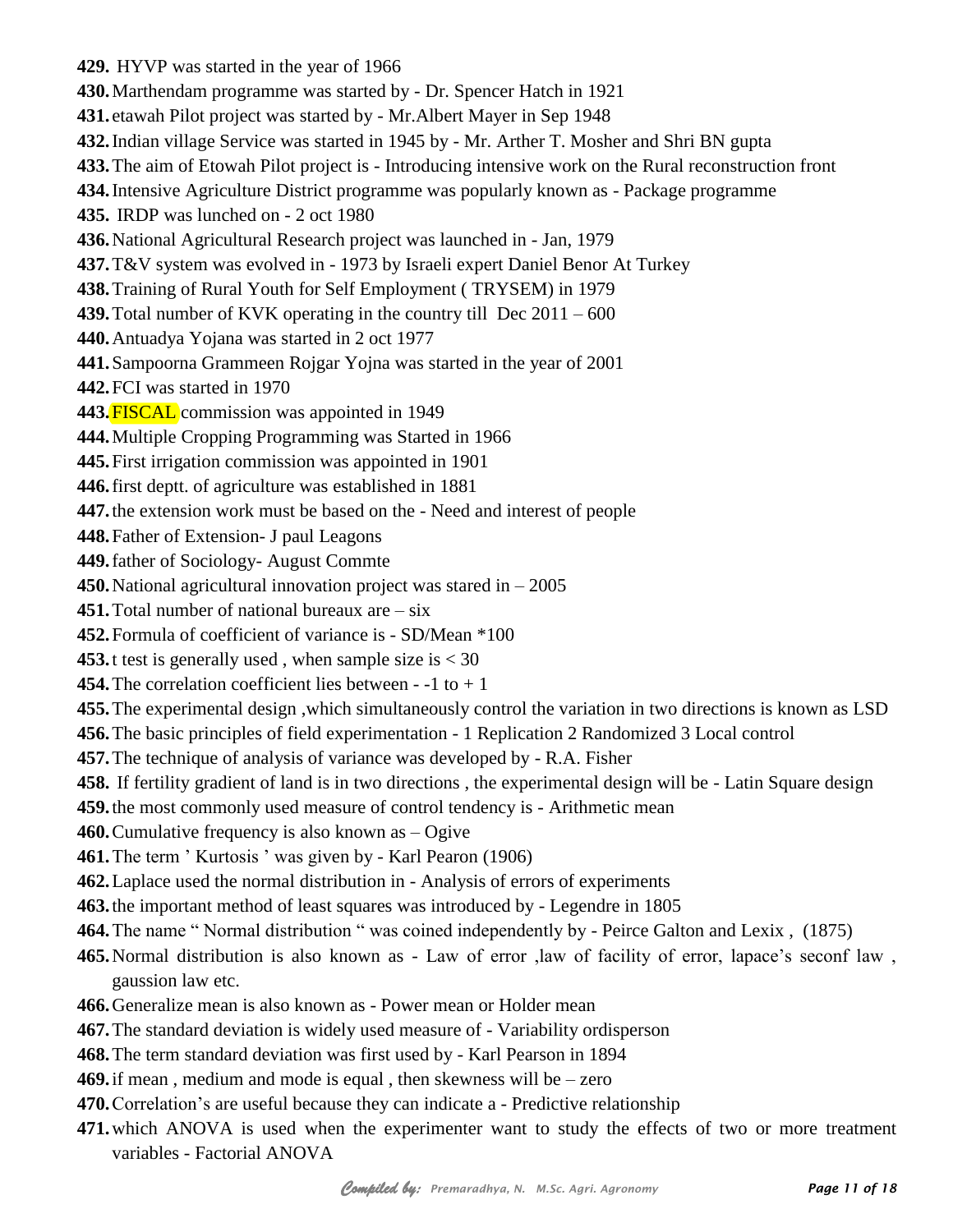429. HYVP was started in the year of 1966
430. Marthendam programme was started by - Dr. Spencer Hatch in 1921
431. etawah Pilot project was started by - Mr.Albert Mayer in Sep 1948
432. Indian village Service was started in 1945 by - Mr. Arther T. Mosher and Shri BN gupta
433. The aim of Etowah Pilot project is - Introducing intensive work on the Rural reconstruction front
434. Intensive Agriculture District programme was popularly known as - Package programme
435. IRDP was lunched on - 2 oct 1980
436. National Agricultural Research project was launched in - Jan, 1979
437. T&V system was evolved in - 1973 by Israeli expert Daniel Benor At Turkey
438. Training of Rural Youth for Self Employment ( TRYSEM) in 1979
439. Total number of KVK operating in the country till Dec 2011 – 600
440. Antuadya Yojana was started in 2 oct 1977
441. Sampoorna Grammeen Rojgar Yojna was started in the year of 2001
442. FCI was started in 1970
443. FISCAL commission was appointed in 1949
444. Multiple Cropping Programming was Started in 1966
445. First irrigation commission was appointed in 1901
446. first deptt. of agriculture was established in 1881
447. the extension work must be based on the - Need and interest of people
448. Father of Extension- J paul Leagons
449. father of Sociology- August Commte
450. National agricultural innovation project was stared in – 2005
451. Total number of national bureaux are – six
452. Formula of coefficient of variance is - SD/Mean *100
453. t test is generally used , when sample size is < 30
454. The correlation coefficient lies between - -1 to + 1
455. The experimental design ,which simultaneously control the variation in two directions is known as LSD
456. The basic principles of field experimentation - 1 Replication 2 Randomized 3 Local control
457. The technique of analysis of variance was developed by - R.A. Fisher
458. If fertility gradient of land is in two directions , the experimental design will be - Latin Square design
459. the most commonly used measure of control tendency is - Arithmetic mean
460. Cumulative frequency is also known as – Ogive
461. The term ' Kurtosis ' was given by - Karl Pearon (1906)
462. Laplace used the normal distribution in - Analysis of errors of experiments
463. the important method of least squares was introduced by - Legendre in 1805
464. The name " Normal distribution " was coined independently by - Peirce Galton and Lexix , (1875)
465. Normal distribution is also known as - Law of error ,law of facility of error, lapace's seconf law , gaussion law etc.
466. Generalize mean is also known as - Power mean or Holder mean
467. The standard deviation is widely used measure of - Variability ordisperson
468. The term standard deviation was first used by - Karl Pearson in 1894
469. if mean , medium and mode is equal , then skewness will be – zero
470. Correlation's are useful because they can indicate a - Predictive relationship
471. which ANOVA is used when the experimenter want to study the effects of two or more treatment variables - Factorial ANOVA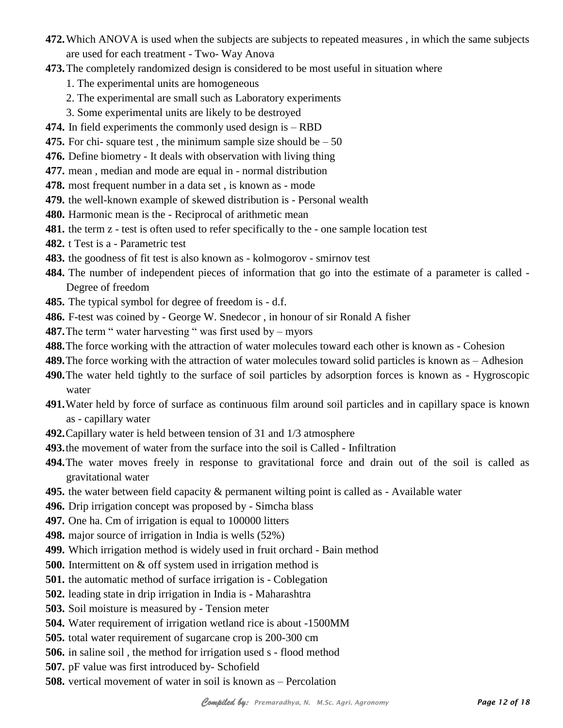**472.** Which ANOVA is used when the subjects are subjects to repeated measures , in which the same subjects are used for each treatment - Two- Way Anova

**473.** The completely randomized design is considered to be most useful in situation where

1. The experimental units are homogeneous
2. The experimental are small such as Laboratory experiments
3. Some experimental units are likely to be destroyed

**474.** In field experiments the commonly used design is – RBD

**475.** For chi- square test , the minimum sample size should be – 50

**476.** Define biometry - It deals with observation with living thing

**477.** mean , median and mode are equal in - normal distribution

**478.** most frequent number in a data set , is known as - mode

**479.** the well-known example of skewed distribution is - Personal wealth

**480.** Harmonic mean is the - Reciprocal of arithmetic mean

**481.** the term z - test is often used to refer specifically to the - one sample location test

**482.** t Test is a - Parametric test

**483.** the goodness of fit test is also known as - kolmogorov - smirnov test

**484.** The number of independent pieces of information that go into the estimate of a parameter is called - Degree of freedom

**485.** The typical symbol for degree of freedom is - d.f.

**486.** F-test was coined by - George W. Snedecor , in honour of sir Ronald A fisher

**487.** The term " water harvesting " was first used by – myors

**488.** The force working with the attraction of water molecules toward each other is known as - Cohesion

**489.** The force working with the attraction of water molecules toward solid particles is known as – Adhesion

**490.** The water held tightly to the surface of soil particles by adsorption forces is known as - Hygroscopic water

**491.** Water held by force of surface as continuous film around soil particles and in capillary space is known as - capillary water

**492.** Capillary water is held between tension of 31 and 1/3 atmosphere

**493.** the movement of water from the surface into the soil is Called - Infiltration

**494.** The water moves freely in response to gravitational force and drain out of the soil is called as gravitational water

**495.** the water between field capacity & permanent wilting point is called as - Available water

**496.** Drip irrigation concept was proposed by - Simcha blass

**497.** One ha. Cm of irrigation is equal to 100000 litters

**498.** major source of irrigation in India is wells (52%)

**499.** Which irrigation method is widely used in fruit orchard - Bain method

**500.** Intermittent on & off system used in irrigation method is

**501.** the automatic method of surface irrigation is - Coblegation

**502.** leading state in drip irrigation in India is - Maharashtra

**503.** Soil moisture is measured by - Tension meter

**504.** Water requirement of irrigation wetland rice is about -1500MM

**505.** total water requirement of sugarcane crop is 200-300 cm

**506.** in saline soil , the method for irrigation used s - flood method

**507.** pF value was first introduced by- Schofield

**508.** vertical movement of water in soil is known as – Percolation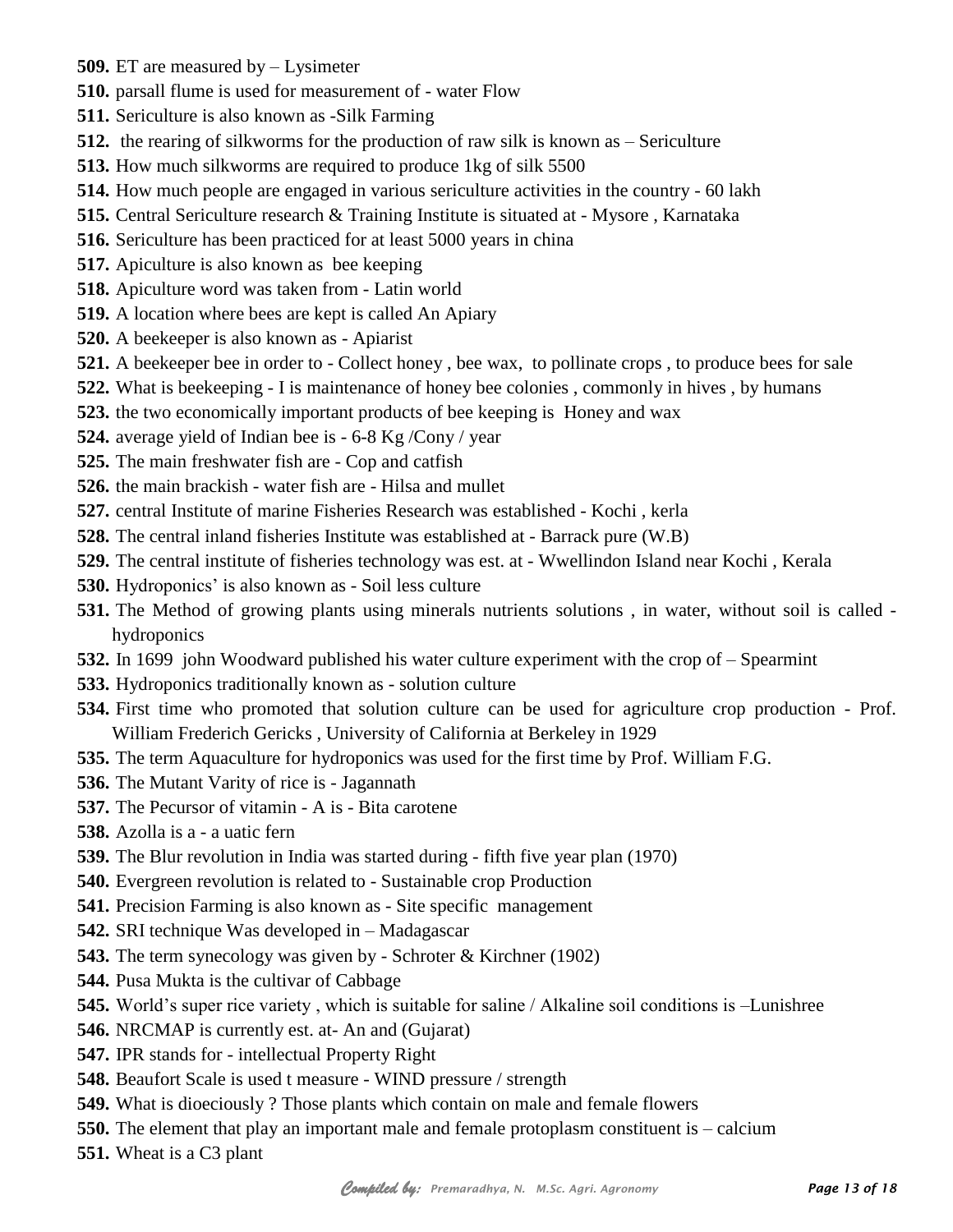**509.** ET are measured by – Lysimeter

**510.** parsall flume is used for measurement of - water Flow

**511.** Sericulture is also known as -Silk Farming

**512.** the rearing of silkworms for the production of raw silk is known as – Sericulture

**513.** How much silkworms are required to produce 1kg of silk 5500

**514.** How much people are engaged in various sericulture activities in the country - 60 lakh

**515.** Central Sericulture research & Training Institute is situated at - Mysore , Karnataka

**516.** Sericulture has been practiced for at least 5000 years in china

**517.** Apiculture is also known as bee keeping

**518.** Apiculture word was taken from - Latin world

**519.** A location where bees are kept is called An Apiary

**520.** A beekeeper is also known as - Apiarist

**521.** A beekeeper bee in order to - Collect honey , bee wax, to pollinate crops , to produce bees for sale

**522.** What is beekeeping - I is maintenance of honey bee colonies , commonly in hives , by humans

**523.** the two economically important products of bee keeping is Honey and wax

**524.** average yield of Indian bee is - 6-8 Kg /Cony / year

**525.** The main freshwater fish are - Cop and catfish

**526.** the main brackish - water fish are - Hilsa and mullet

**527.** central Institute of marine Fisheries Research was established - Kochi , kerla

**528.** The central inland fisheries Institute was established at - Barrack pure (W.B)

**529.** The central institute of fisheries technology was est. at - Wwellindon Island near Kochi , Kerala

**530.** Hydroponics' is also known as - Soil less culture

**531.** The Method of growing plants using minerals nutrients solutions , in water, without soil is called - hydroponics

**532.** In 1699 john Woodward published his water culture experiment with the crop of – Spearmint

**533.** Hydroponics traditionally known as - solution culture

**534.** First time who promoted that solution culture can be used for agriculture crop production - Prof. William Frederich Gericks , University of California at Berkeley in 1929

**535.** The term Aquaculture for hydroponics was used for the first time by Prof. William F.G.

**536.** The Mutant Varity of rice is - Jagannath

**537.** The Pecursor of vitamin - A is - Bita carotene

**538.** Azolla is a - a uatic fern

**539.** The Blur revolution in India was started during - fifth five year plan (1970)

**540.** Evergreen revolution is related to - Sustainable crop Production

**541.** Precision Farming is also known as - Site specific management

**542.** SRI technique Was developed in – Madagascar

**543.** The term synecology was given by - Schroter & Kirchner (1902)

**544.** Pusa Mukta is the cultivar of Cabbage

**545.** World's super rice variety , which is suitable for saline / Alkaline soil conditions is –Lunishree

**546.** NRCMAP is currently est. at- An and (Gujarat)

**547.** IPR stands for - intellectual Property Right

**548.** Beaufort Scale is used t measure - WIND pressure / strength

**549.** What is dioeciously ? Those plants which contain on male and female flowers

**550.** The element that play an important male and female protoplasm constituent is – calcium

**551.** Wheat is a C3 plant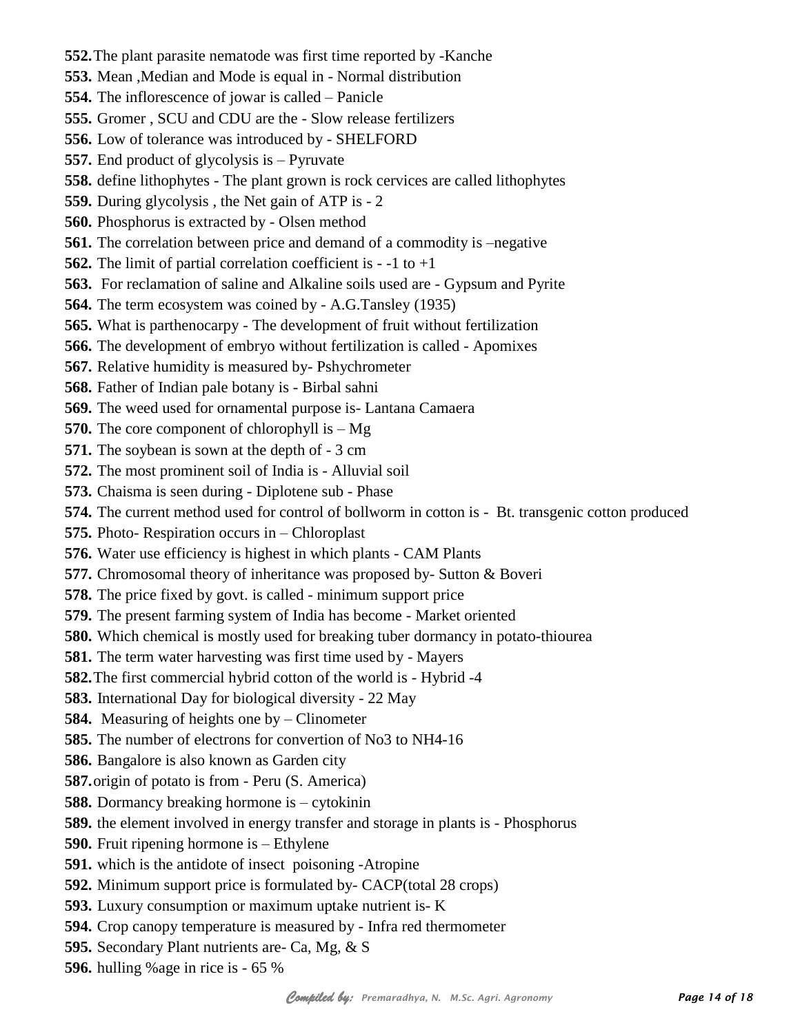**552.** The plant parasite nematode was first time reported by -Kanche

**553.** Mean ,Median and Mode is equal in - Normal distribution

**554.** The inflorescence of jowar is called – Panicle

**555.** Gromer , SCU and CDU are the - Slow release fertilizers

**556.** Low of tolerance was introduced by - SHELFORD

**557.** End product of glycolysis is – Pyruvate

**558.** define lithophytes - The plant grown is rock cervices are called lithophytes

**559.** During glycolysis , the Net gain of ATP is - 2

**560.** Phosphorus is extracted by - Olsen method

**561.** The correlation between price and demand of a commodity is –negative

**562.** The limit of partial correlation coefficient is - -1 to +1

**563.** For reclamation of saline and Alkaline soils used are - Gypsum and Pyrite

**564.** The term ecosystem was coined by - A.G.Tansley (1935)

**565.** What is parthenocarpy - The development of fruit without fertilization

**566.** The development of embryo without fertilization is called - Apomixes

**567.** Relative humidity is measured by- Pshychrometer

**568.** Father of Indian pale botany is - Birbal sahni

**569.** The weed used for ornamental purpose is- Lantana Camaera

**570.** The core component of chlorophyll is – Mg

**571.** The soybean is sown at the depth of - 3 cm

**572.** The most prominent soil of India is - Alluvial soil

**573.** Chaisma is seen during - Diplotene sub - Phase

**574.** The current method used for control of bollworm in cotton is - Bt. transgenic cotton produced

**575.** Photo- Respiration occurs in – Chloroplast

**576.** Water use efficiency is highest in which plants - CAM Plants

**577.** Chromosomal theory of inheritance was proposed by- Sutton & Boveri

**578.** The price fixed by govt. is called - minimum support price

**579.** The present farming system of India has become - Market oriented

**580.** Which chemical is mostly used for breaking tuber dormancy in potato-thiourea

**581.** The term water harvesting was first time used by - Mayers

**582.** The first commercial hybrid cotton of the world is - Hybrid -4

**583.** International Day for biological diversity - 22 May

**584.** Measuring of heights one by – Clinometer

**585.** The number of electrons for convertion of No3 to NH4-16

**586.** Bangalore is also known as Garden city

**587.** origin of potato is from - Peru (S. America)

**588.** Dormancy breaking hormone is – cytokinin

**589.** the element involved in energy transfer and storage in plants is - Phosphorus

**590.** Fruit ripening hormone is – Ethylene

**591.** which is the antidote of insect poisoning -Atropine

**592.** Minimum support price is formulated by- CACP(total 28 crops)

**593.** Luxury consumption or maximum uptake nutrient is- K

**594.** Crop canopy temperature is measured by - Infra red thermometer

**595.** Secondary Plant nutrients are- Ca, Mg, & S

**596.** hulling %age in rice is - 65 %

*Compiled by: Premaradhya, N. M.Sc. Agri. Agronomy*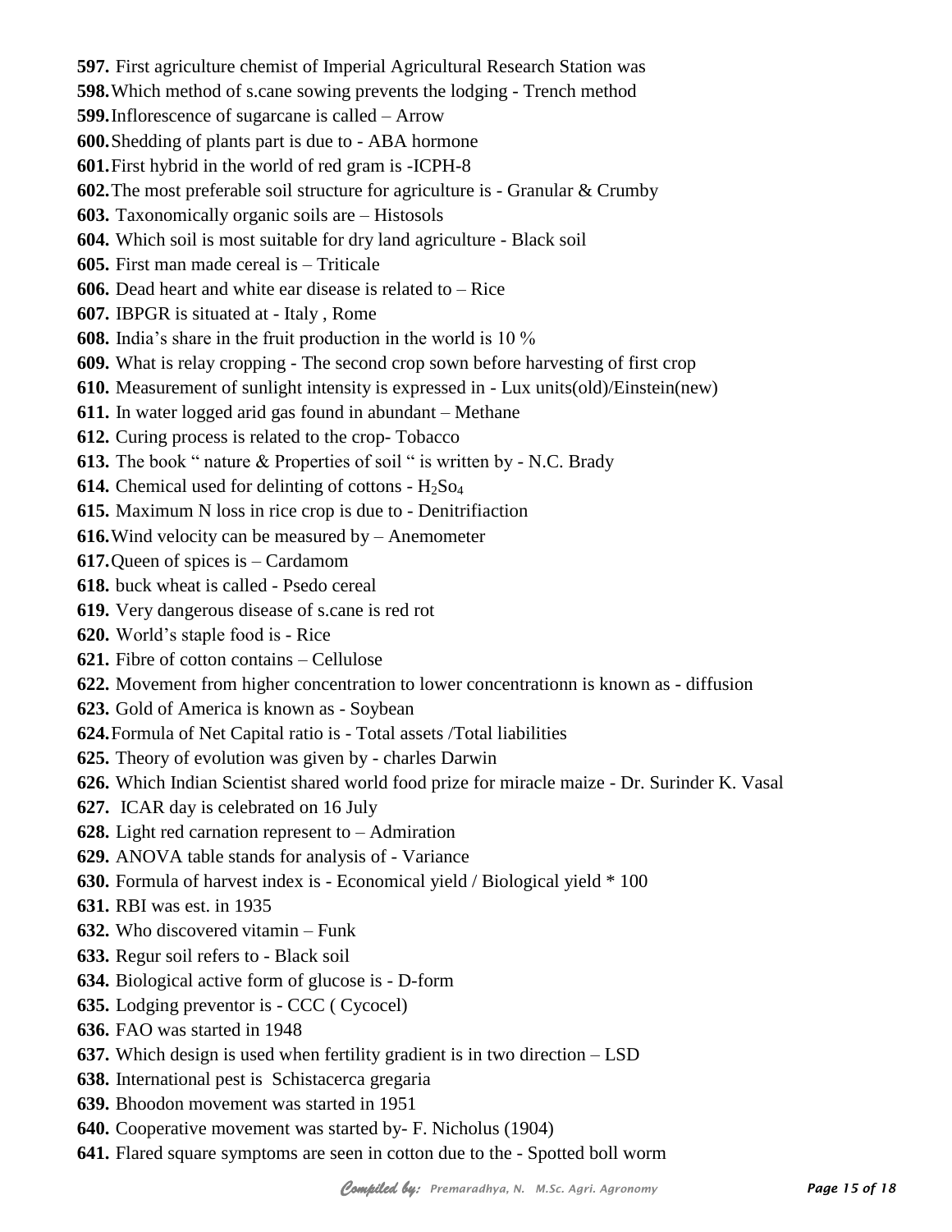**597.** First agriculture chemist of Imperial Agricultural Research Station was

**598.** Which method of s.cane sowing prevents the lodging - Trench method

**599.** Inflorescence of sugarcane is called – Arrow

**600.** Shedding of plants part is due to - ABA hormone

**601.** First hybrid in the world of red gram is -ICPH-8

**602.** The most preferable soil structure for agriculture is - Granular & Crumby

**603.** Taxonomically organic soils are – Histosols

**604.** Which soil is most suitable for dry land agriculture - Black soil

**605.** First man made cereal is – Triticale

**606.** Dead heart and white ear disease is related to – Rice

**607.** IBPGR is situated at - Italy , Rome

**608.** India's share in the fruit production in the world is 10 %

**609.** What is relay cropping - The second crop sown before harvesting of first crop

**610.** Measurement of sunlight intensity is expressed in - Lux units(old)/Einstein(new)

**611.** In water logged arid gas found in abundant – Methane

**612.** Curing process is related to the crop- Tobacco

**613.** The book " nature & Properties of soil " is written by - N.C. Brady

**614.** Chemical used for delinting of cottons - $H_2So_4$

**615.** Maximum N loss in rice crop is due to - Denitrifiaction

**616.** Wind velocity can be measured by – Anemometer

**617.** Queen of spices is – Cardamom

**618.** buck wheat is called - Psedo cereal

**619.** Very dangerous disease of s.cane is red rot

**620.** World's staple food is - Rice

**621.** Fibre of cotton contains – Cellulose

**622.** Movement from higher concentration to lower concentrationn is known as - diffusion

**623.** Gold of America is known as - Soybean

**624.** Formula of Net Capital ratio is - Total assets /Total liabilities

**625.** Theory of evolution was given by - charles Darwin

**626.** Which Indian Scientist shared world food prize for miracle maize - Dr. Surinder K. Vasal

**627.** ICAR day is celebrated on 16 July

**628.** Light red carnation represent to – Admiration

**629.** ANOVA table stands for analysis of - Variance

**630.** Formula of harvest index is - Economical yield / Biological yield * 100

**631.** RBI was est. in 1935

**632.** Who discovered vitamin – Funk

**633.** Regur soil refers to - Black soil

**634.** Biological active form of glucose is - D-form

**635.** Lodging preventor is - CCC ( Cycocel)

**636.** FAO was started in 1948

**637.** Which design is used when fertility gradient is in two direction – LSD

**638.** International pest is Schistacerca gregaria

**639.** Bhoodon movement was started in 1951

**640.** Cooperative movement was started by- F. Nicholus (1904)

**641.** Flared square symptoms are seen in cotton due to the - Spotted boll worm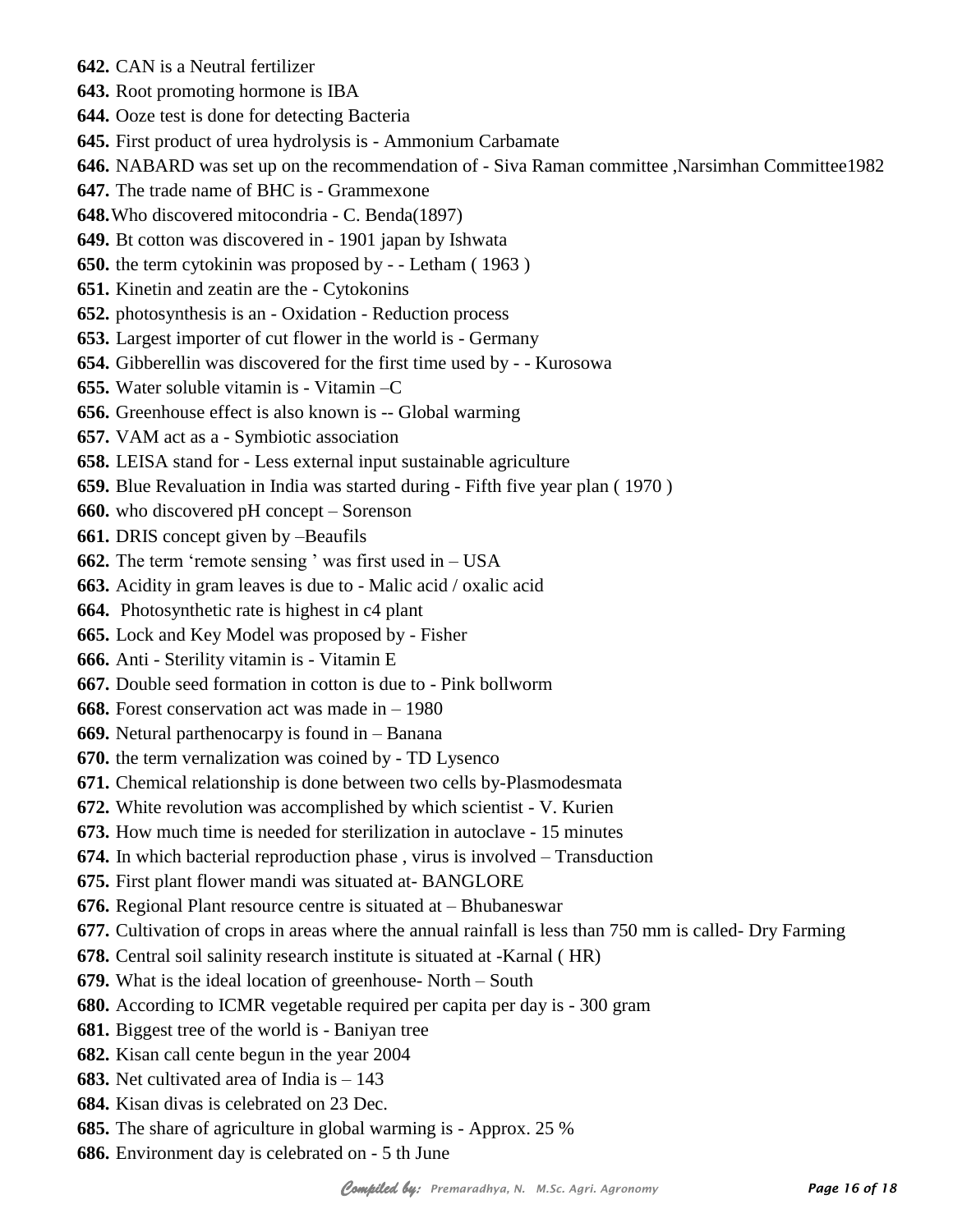**642.** CAN is a Neutral fertilizer

**643.** Root promoting hormone is IBA

**644.** Ooze test is done for detecting Bacteria

**645.** First product of urea hydrolysis is - Ammonium Carbamate

**646.** NABARD was set up on the recommendation of - Siva Raman committee ,Narsimhan Committee1982

**647.** The trade name of BHC is - Grammexone

**648.** Who discovered mitocondria - C. Benda(1897)

**649.** Bt cotton was discovered in - 1901 japan by Ishwata

**650.** the term cytokinin was proposed by - - Letham ( 1963 )

**651.** Kinetin and zeatin are the - Cytokonins

**652.** photosynthesis is an - Oxidation - Reduction process

**653.** Largest importer of cut flower in the world is - Germany

**654.** Gibberellin was discovered for the first time used by - - Kurosowa

**655.** Water soluble vitamin is - Vitamin –C

**656.** Greenhouse effect is also known is -- Global warming

**657.** VAM act as a - Symbiotic association

**658.** LEISA stand for - Less external input sustainable agriculture

**659.** Blue Revaluation in India was started during - Fifth five year plan ( 1970 )

**660.** who discovered pH concept – Sorenson

**661.** DRIS concept given by –Beaufils

**662.** The term 'remote sensing ' was first used in – USA

**663.** Acidity in gram leaves is due to - Malic acid / oxalic acid

**664.** Photosynthetic rate is highest in c4 plant

**665.** Lock and Key Model was proposed by - Fisher

**666.** Anti - Sterility vitamin is - Vitamin E

**667.** Double seed formation in cotton is due to - Pink bollworm

**668.** Forest conservation act was made in – 1980

**669.** Netural parthenocarpy is found in – Banana

**670.** the term vernalization was coined by - TD Lysenco

**671.** Chemical relationship is done between two cells by-Plasmodesmata

**672.** White revolution was accomplished by which scientist - V. Kurien

**673.** How much time is needed for sterilization in autoclave - 15 minutes

**674.** In which bacterial reproduction phase , virus is involved – Transduction

**675.** First plant flower mandi was situated at- BANGLORE

**676.** Regional Plant resource centre is situated at – Bhubaneswar

**677.** Cultivation of crops in areas where the annual rainfall is less than 750 mm is called- Dry Farming

**678.** Central soil salinity research institute is situated at -Karnal ( HR)

**679.** What is the ideal location of greenhouse- North – South

**680.** According to ICMR vegetable required per capita per day is - 300 gram

**681.** Biggest tree of the world is - Baniyan tree

**682.** Kisan call cente begun in the year 2004

**683.** Net cultivated area of India is – 143

**684.** Kisan divas is celebrated on 23 Dec.

**685.** The share of agriculture in global warming is - Approx. 25 %

**686.** Environment day is celebrated on - 5 th June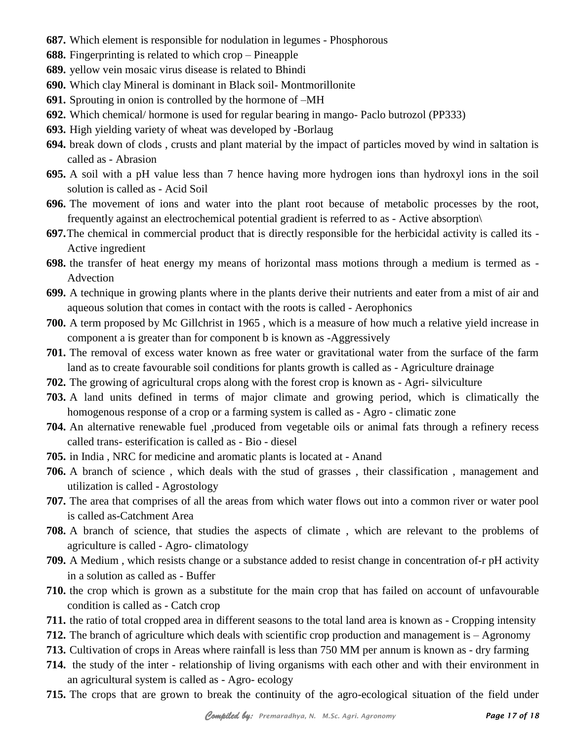**687.** Which element is responsible for nodulation in legumes - Phosphorous

**688.** Fingerprinting is related to which crop – Pineapple

**689.** yellow vein mosaic virus disease is related to Bhindi

**690.** Which clay Mineral is dominant in Black soil- Montmorillonite

**691.** Sprouting in onion is controlled by the hormone of –MH

**692.** Which chemical/ hormone is used for regular bearing in mango- Paclo butrozol (PP333)

**693.** High yielding variety of wheat was developed by -Borlaug

**694.** break down of clods , crusts and plant material by the impact of particles moved by wind in saltation is called as - Abrasion

**695.** A soil with a pH value less than 7 hence having more hydrogen ions than hydroxyl ions in the soil solution is called as - Acid Soil

**696.** The movement of ions and water into the plant root because of metabolic processes by the root, frequently against an electrochemical potential gradient is referred to as - Active absorption\

**697.** The chemical in commercial product that is directly responsible for the herbicidal activity is called its - Active ingredient

**698.** the transfer of heat energy my means of horizontal mass motions through a medium is termed as - Advection

**699.** A technique in growing plants where in the plants derive their nutrients and eater from a mist of air and aqueous solution that comes in contact with the roots is called - Aerophonics

**700.** A term proposed by Mc Gillchrist in 1965 , which is a measure of how much a relative yield increase in component a is greater than for component b is known as -Aggressively

**701.** The removal of excess water known as free water or gravitational water from the surface of the farm land as to create favourable soil conditions for plants growth is called as - Agriculture drainage

**702.** The growing of agricultural crops along with the forest crop is known as - Agri- silviculture

**703.** A land units defined in terms of major climate and growing period, which is climatically the homogenous response of a crop or a farming system is called as - Agro - climatic zone

**704.** An alternative renewable fuel ,produced from vegetable oils or animal fats through a refinery recess called trans- esterification is called as - Bio - diesel

**705.** in India , NRC for medicine and aromatic plants is located at - Anand

**706.** A branch of science , which deals with the stud of grasses , their classification , management and utilization is called - Agrostology

**707.** The area that comprises of all the areas from which water flows out into a common river or water pool is called as-Catchment Area

**708.** A branch of science, that studies the aspects of climate , which are relevant to the problems of agriculture is called - Agro- climatology

**709.** A Medium , which resists change or a substance added to resist change in concentration of-r pH activity in a solution as called as - Buffer

**710.** the crop which is grown as a substitute for the main crop that has failed on account of unfavourable condition is called as - Catch crop

**711.** the ratio of total cropped area in different seasons to the total land area is known as - Cropping intensity

**712.** The branch of agriculture which deals with scientific crop production and management is – Agronomy

**713.** Cultivation of crops in Areas where rainfall is less than 750 MM per annum is known as - dry farming

**714.** the study of the inter - relationship of living organisms with each other and with their environment in an agricultural system is called as - Agro- ecology

**715.** The crops that are grown to break the continuity of the agro-ecological situation of the field under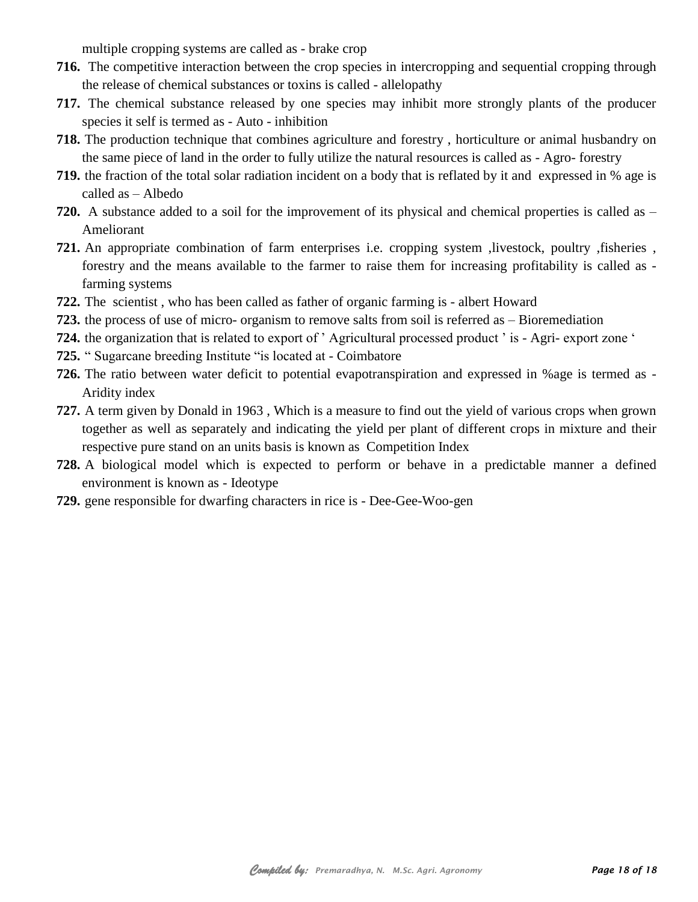multiple cropping systems are called as - brake crop

**716.** The competitive interaction between the crop species in intercropping and sequential cropping through the release of chemical substances or toxins is called - allelopathy

**717.** The chemical substance released by one species may inhibit more strongly plants of the producer species it self is termed as - Auto - inhibition

**718.** The production technique that combines agriculture and forestry , horticulture or animal husbandry on the same piece of land in the order to fully utilize the natural resources is called as - Agro- forestry

**719.** the fraction of the total solar radiation incident on a body that is reflated by it and expressed in % age is called as – Albedo

**720.** A substance added to a soil for the improvement of its physical and chemical properties is called as – Ameliorant

**721.** An appropriate combination of farm enterprises i.e. cropping system ,livestock, poultry ,fisheries , forestry and the means available to the farmer to raise them for increasing profitability is called as - farming systems

**722.** The scientist , who has been called as father of organic farming is - albert Howard

**723.** the process of use of micro- organism to remove salts from soil is referred as – Bioremediation

**724.** the organization that is related to export of ' Agricultural processed product ' is - Agri- export zone '

**725.** " Sugarcane breeding Institute "is located at - Coimbatore

**726.** The ratio between water deficit to potential evapotranspiration and expressed in %age is termed as - Aridity index

**727.** A term given by Donald in 1963 , Which is a measure to find out the yield of various crops when grown together as well as separately and indicating the yield per plant of different crops in mixture and their respective pure stand on an units basis is known as Competition Index

**728.** A biological model which is expected to perform or behave in a predictable manner a defined environment is known as - Ideotype

**729.** gene responsible for dwarfing characters in rice is - Dee-Gee-Woo-gen